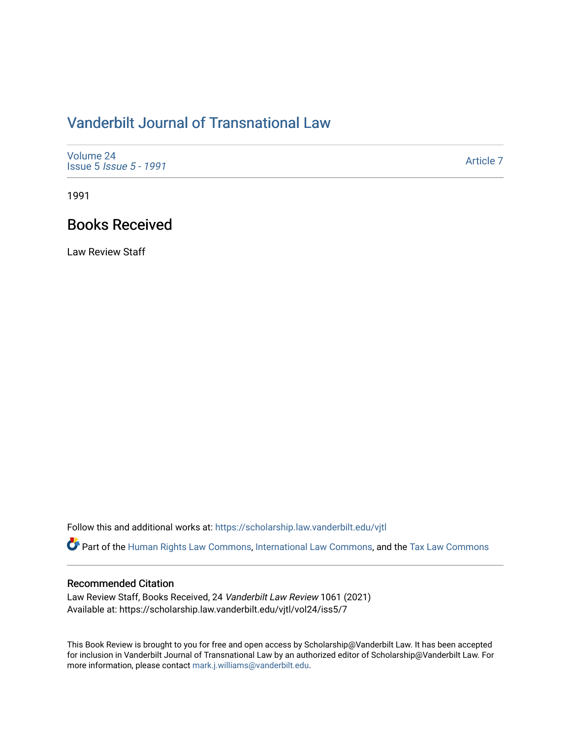# Vanderbilt Journal of Transnational Law

Volume 24
Issue 5 *Issue 5 - 1991*

Article 7

1991

## Books Received

Law Review Staff

Follow this and additional works at: https://scholarship.law.vanderbilt.edu/vjtl

Part of the Human Rights Law Commons, International Law Commons, and the Tax Law Commons

### Recommended Citation

Law Review Staff, Books Received, 24 *Vanderbilt Law Review* 1061 (2021)
Available at: https://scholarship.law.vanderbilt.edu/vjtl/vol24/iss5/7

This Book Review is brought to you for free and open access by Scholarship@Vanderbilt Law. It has been accepted for inclusion in Vanderbilt Journal of Transnational Law by an authorized editor of Scholarship@Vanderbilt Law. For more information, please contact mark.j.williams@vanderbilt.edu.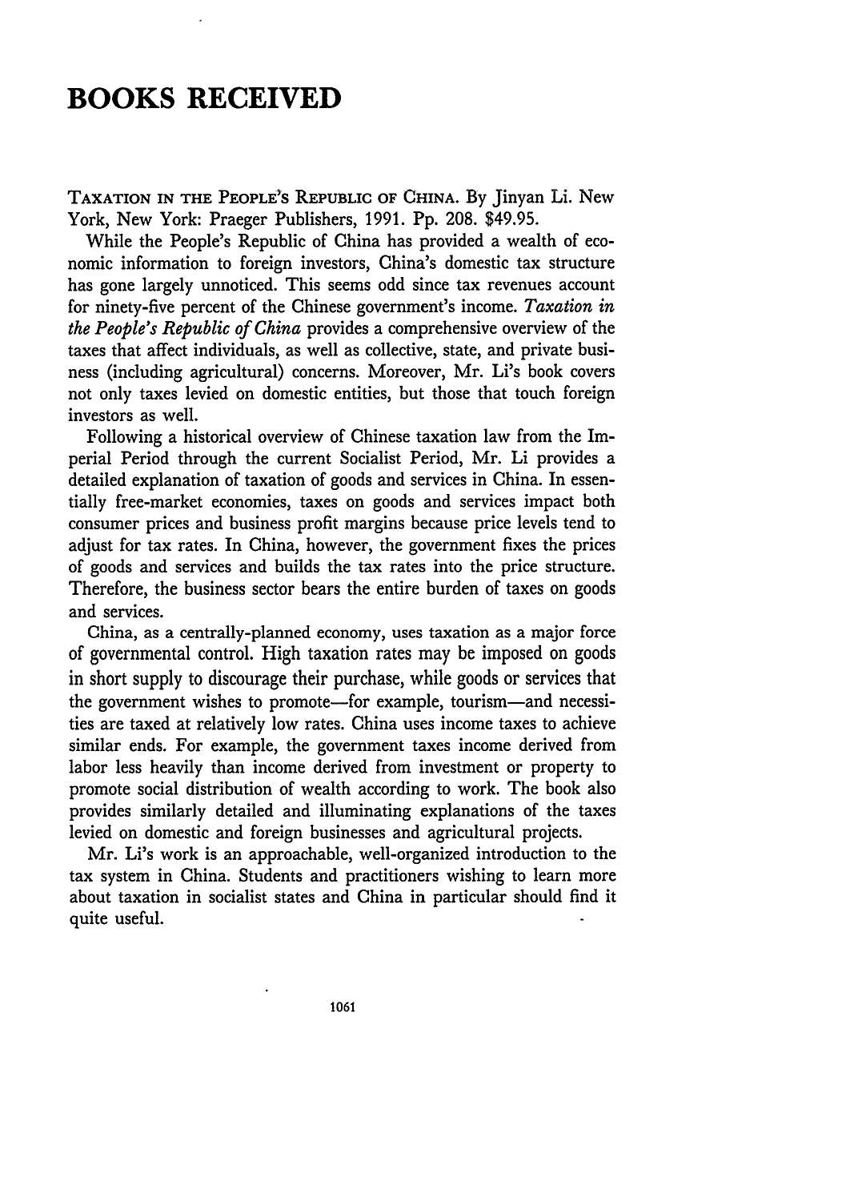# BOOKS RECEIVED

TAXATION IN THE PEOPLE'S REPUBLIC OF CHINA. By Jinyan Li. New York, New York: Praeger Publishers, 1991. Pp. 208. $49.95.

While the People's Republic of China has provided a wealth of economic information to foreign investors, China's domestic tax structure has gone largely unnoticed. This seems odd since tax revenues account for ninety-five percent of the Chinese government's income. *Taxation in the People's Republic of China* provides a comprehensive overview of the taxes that affect individuals, as well as collective, state, and private business (including agricultural) concerns. Moreover, Mr. Li's book covers not only taxes levied on domestic entities, but those that touch foreign investors as well.

Following a historical overview of Chinese taxation law from the Imperial Period through the current Socialist Period, Mr. Li provides a detailed explanation of taxation of goods and services in China. In essentially free-market economies, taxes on goods and services impact both consumer prices and business profit margins because price levels tend to adjust for tax rates. In China, however, the government fixes the prices of goods and services and builds the tax rates into the price structure. Therefore, the business sector bears the entire burden of taxes on goods and services.

China, as a centrally-planned economy, uses taxation as a major force of governmental control. High taxation rates may be imposed on goods in short supply to discourage their purchase, while goods or services that the government wishes to promote—for example, tourism—and necessities are taxed at relatively low rates. China uses income taxes to achieve similar ends. For example, the government taxes income derived from labor less heavily than income derived from investment or property to promote social distribution of wealth according to work. The book also provides similarly detailed and illuminating explanations of the taxes levied on domestic and foreign businesses and agricultural projects.

Mr. Li's work is an approachable, well-organized introduction to the tax system in China. Students and practitioners wishing to learn more about taxation in socialist states and China in particular should find it quite useful.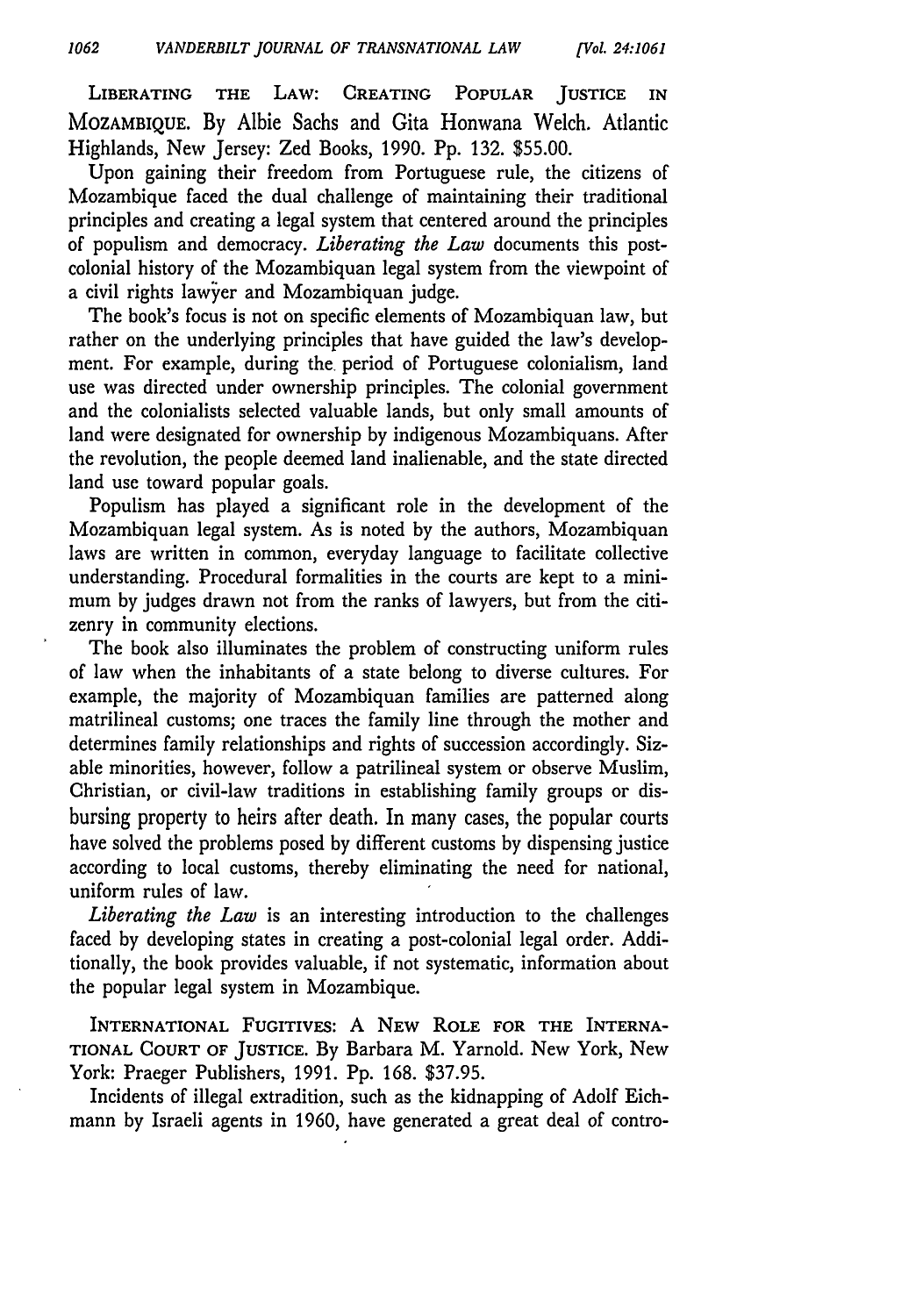LIBERATING THE LAW: CREATING POPULAR JUSTICE IN MOZAMBIQUE. By Albie Sachs and Gita Honwana Welch. Atlantic Highlands, New Jersey: Zed Books, 1990. Pp. 132. $55.00.

Upon gaining their freedom from Portuguese rule, the citizens of Mozambique faced the dual challenge of maintaining their traditional principles and creating a legal system that centered around the principles of populism and democracy. *Liberating the Law* documents this post-colonial history of the Mozambiquan legal system from the viewpoint of a civil rights lawyer and Mozambiquan judge.

The book's focus is not on specific elements of Mozambiquan law, but rather on the underlying principles that have guided the law's development. For example, during the period of Portuguese colonialism, land use was directed under ownership principles. The colonial government and the colonialists selected valuable lands, but only small amounts of land were designated for ownership by indigenous Mozambiquans. After the revolution, the people deemed land inalienable, and the state directed land use toward popular goals.

Populism has played a significant role in the development of the Mozambiquan legal system. As is noted by the authors, Mozambiquan laws are written in common, everyday language to facilitate collective understanding. Procedural formalities in the courts are kept to a minimum by judges drawn not from the ranks of lawyers, but from the citizenry in community elections.

The book also illuminates the problem of constructing uniform rules of law when the inhabitants of a state belong to diverse cultures. For example, the majority of Mozambiquan families are patterned along matrilineal customs; one traces the family line through the mother and determines family relationships and rights of succession accordingly. Sizable minorities, however, follow a patrilineal system or observe Muslim, Christian, or civil-law traditions in establishing family groups or disbursing property to heirs after death. In many cases, the popular courts have solved the problems posed by different customs by dispensing justice according to local customs, thereby eliminating the need for national, uniform rules of law.

*Liberating the Law* is an interesting introduction to the challenges faced by developing states in creating a post-colonial legal order. Additionally, the book provides valuable, if not systematic, information about the popular legal system in Mozambique.

INTERNATIONAL FUGITIVES: A NEW ROLE FOR THE INTERNATIONAL COURT OF JUSTICE. By Barbara M. Yarnold. New York, New York: Praeger Publishers, 1991. Pp. 168. $37.95.

Incidents of illegal extradition, such as the kidnapping of Adolf Eichmann by Israeli agents in 1960, have generated a great deal of contro-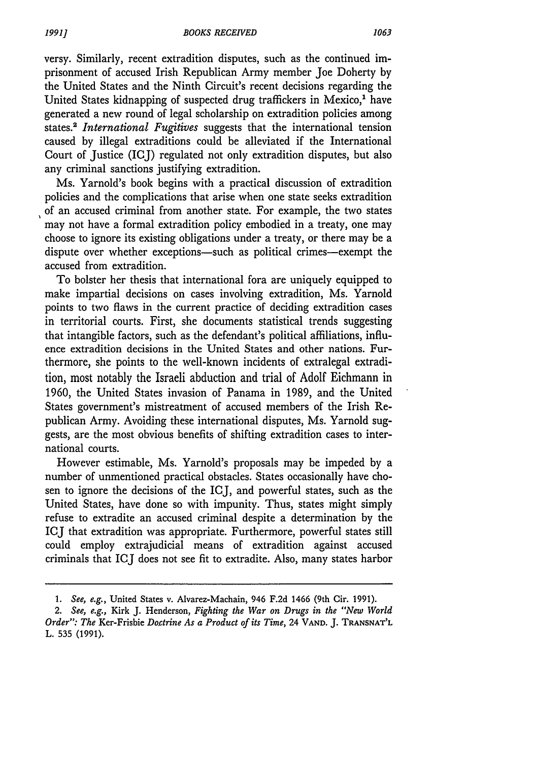versy. Similarly, recent extradition disputes, such as the continued imprisonment of accused Irish Republican Army member Joe Doherty by the United States and the Ninth Circuit's recent decisions regarding the United States kidnapping of suspected drug traffickers in Mexico,[1] have generated a new round of legal scholarship on extradition policies among states.[2] *International Fugitives* suggests that the international tension caused by illegal extraditions could be alleviated if the International Court of Justice (ICJ) regulated not only extradition disputes, but also any criminal sanctions justifying extradition.

Ms. Yarnold's book begins with a practical discussion of extradition policies and the complications that arise when one state seeks extradition of an accused criminal from another state. For example, the two states may not have a formal extradition policy embodied in a treaty, one may choose to ignore its existing obligations under a treaty, or there may be a dispute over whether exceptions—such as political crimes—exempt the accused from extradition.

To bolster her thesis that international fora are uniquely equipped to make impartial decisions on cases involving extradition, Ms. Yarnold points to two flaws in the current practice of deciding extradition cases in territorial courts. First, she documents statistical trends suggesting that intangible factors, such as the defendant's political affiliations, influence extradition decisions in the United States and other nations. Furthermore, she points to the well-known incidents of extralegal extradition, most notably the Israeli abduction and trial of Adolf Eichmann in 1960, the United States invasion of Panama in 1989, and the United States government's mistreatment of accused members of the Irish Republican Army. Avoiding these international disputes, Ms. Yarnold suggests, are the most obvious benefits of shifting extradition cases to international courts.

However estimable, Ms. Yarnold's proposals may be impeded by a number of unmentioned practical obstacles. States occasionally have chosen to ignore the decisions of the ICJ, and powerful states, such as the United States, have done so with impunity. Thus, states might simply refuse to extradite an accused criminal despite a determination by the ICJ that extradition was appropriate. Furthermore, powerful states still could employ extrajudicial means of extradition against accused criminals that ICJ does not see fit to extradite. Also, many states harbor

---

1. *See, e.g.*, United States v. Alvarez-Machain, 946 F.2d 1466 (9th Cir. 1991).

2. *See, e.g.*, Kirk J. Henderson, *Fighting the War on Drugs in the "New World Order": The* Ker-Frisbie *Doctrine As a Product of its Time*, 24 VAND. J. TRANSNAT'L L. 535 (1991).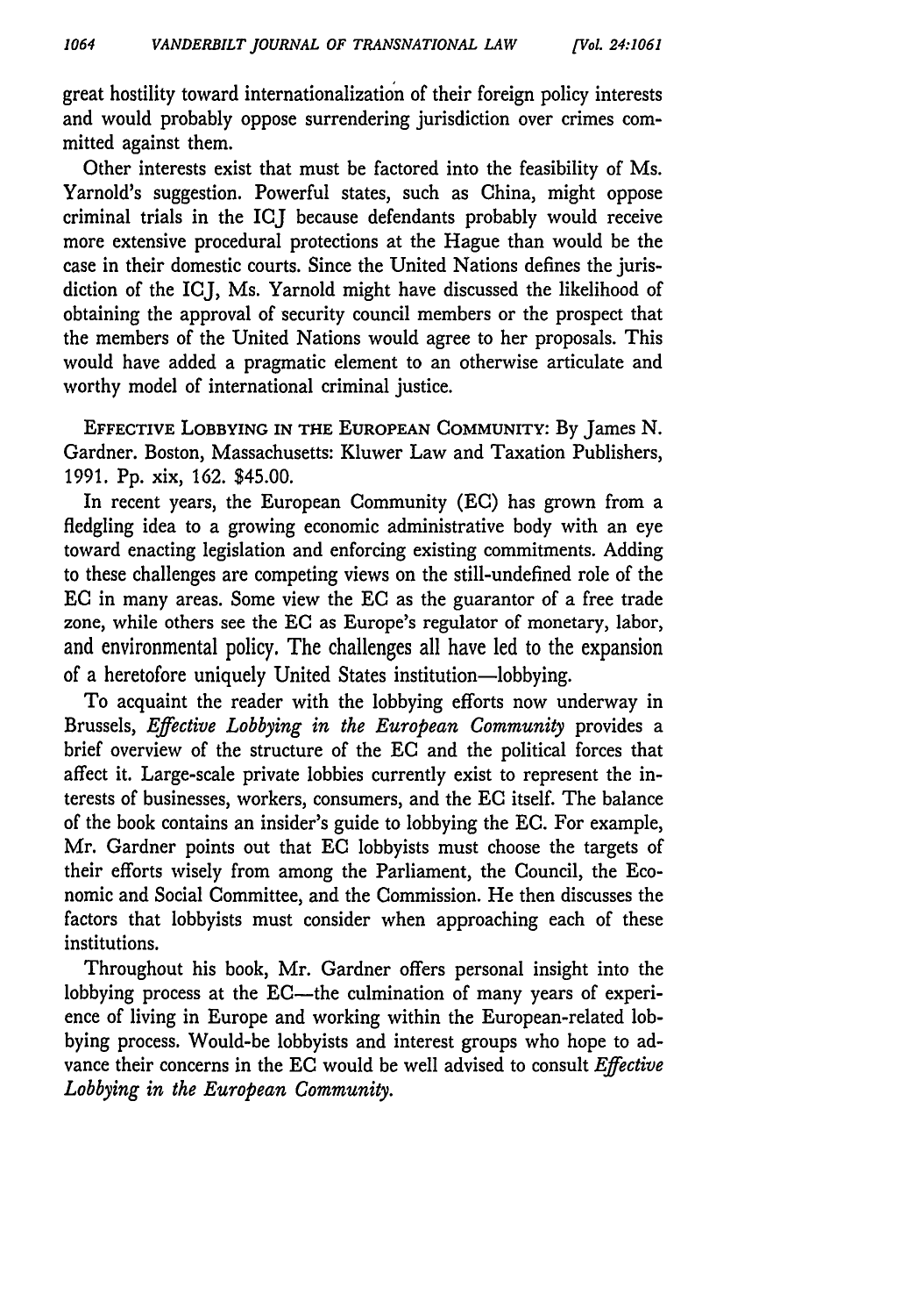great hostility toward internationalization of their foreign policy interests and would probably oppose surrendering jurisdiction over crimes committed against them.

Other interests exist that must be factored into the feasibility of Ms. Yarnold's suggestion. Powerful states, such as China, might oppose criminal trials in the ICJ because defendants probably would receive more extensive procedural protections at the Hague than would be the case in their domestic courts. Since the United Nations defines the jurisdiction of the ICJ, Ms. Yarnold might have discussed the likelihood of obtaining the approval of security council members or the prospect that the members of the United Nations would agree to her proposals. This would have added a pragmatic element to an otherwise articulate and worthy model of international criminal justice.

EFFECTIVE LOBBYING IN THE EUROPEAN COMMUNITY: By James N. Gardner. Boston, Massachusetts: Kluwer Law and Taxation Publishers, 1991. Pp. xix, 162. $45.00.

In recent years, the European Community (EC) has grown from a fledgling idea to a growing economic administrative body with an eye toward enacting legislation and enforcing existing commitments. Adding to these challenges are competing views on the still-undefined role of the EC in many areas. Some view the EC as the guarantor of a free trade zone, while others see the EC as Europe's regulator of monetary, labor, and environmental policy. The challenges all have led to the expansion of a heretofore uniquely United States institution—lobbying.

To acquaint the reader with the lobbying efforts now underway in Brussels, *Effective Lobbying in the European Community* provides a brief overview of the structure of the EC and the political forces that affect it. Large-scale private lobbies currently exist to represent the interests of businesses, workers, consumers, and the EC itself. The balance of the book contains an insider's guide to lobbying the EC. For example, Mr. Gardner points out that EC lobbyists must choose the targets of their efforts wisely from among the Parliament, the Council, the Economic and Social Committee, and the Commission. He then discusses the factors that lobbyists must consider when approaching each of these institutions.

Throughout his book, Mr. Gardner offers personal insight into the lobbying process at the EC—the culmination of many years of experience of living in Europe and working within the European-related lobbying process. Would-be lobbyists and interest groups who hope to advance their concerns in the EC would be well advised to consult *Effective Lobbying in the European Community.*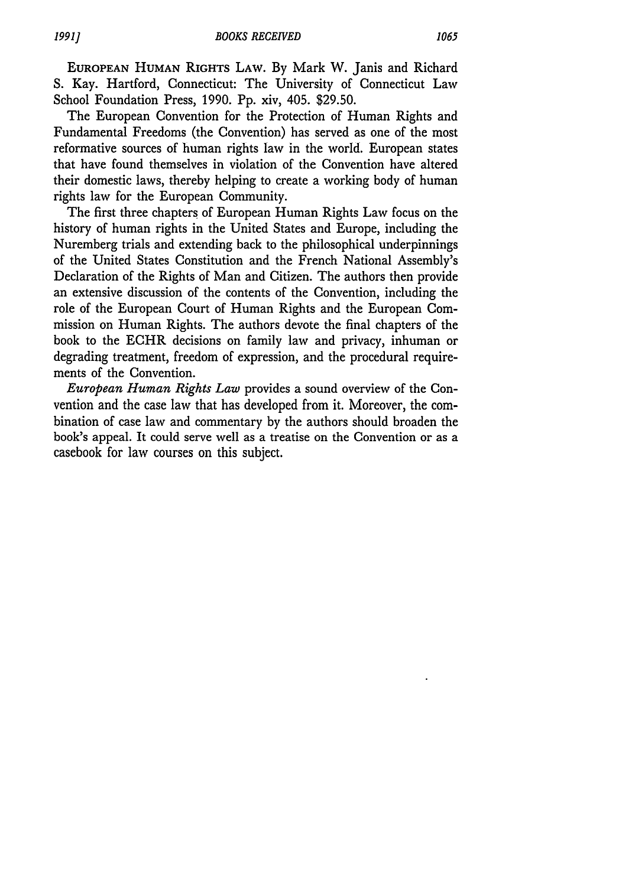EUROPEAN HUMAN RIGHTS LAW. By Mark W. Janis and Richard S. Kay. Hartford, Connecticut: The University of Connecticut Law School Foundation Press, 1990. Pp. xiv, 405. $29.50.

The European Convention for the Protection of Human Rights and Fundamental Freedoms (the Convention) has served as one of the most reformative sources of human rights law in the world. European states that have found themselves in violation of the Convention have altered their domestic laws, thereby helping to create a working body of human rights law for the European Community.

The first three chapters of European Human Rights Law focus on the history of human rights in the United States and Europe, including the Nuremberg trials and extending back to the philosophical underpinnings of the United States Constitution and the French National Assembly's Declaration of the Rights of Man and Citizen. The authors then provide an extensive discussion of the contents of the Convention, including the role of the European Court of Human Rights and the European Commission on Human Rights. The authors devote the final chapters of the book to the ECHR decisions on family law and privacy, inhuman or degrading treatment, freedom of expression, and the procedural requirements of the Convention.

*European Human Rights Law* provides a sound overview of the Convention and the case law that has developed from it. Moreover, the combination of case law and commentary by the authors should broaden the book's appeal. It could serve well as a treatise on the Convention or as a casebook for law courses on this subject.